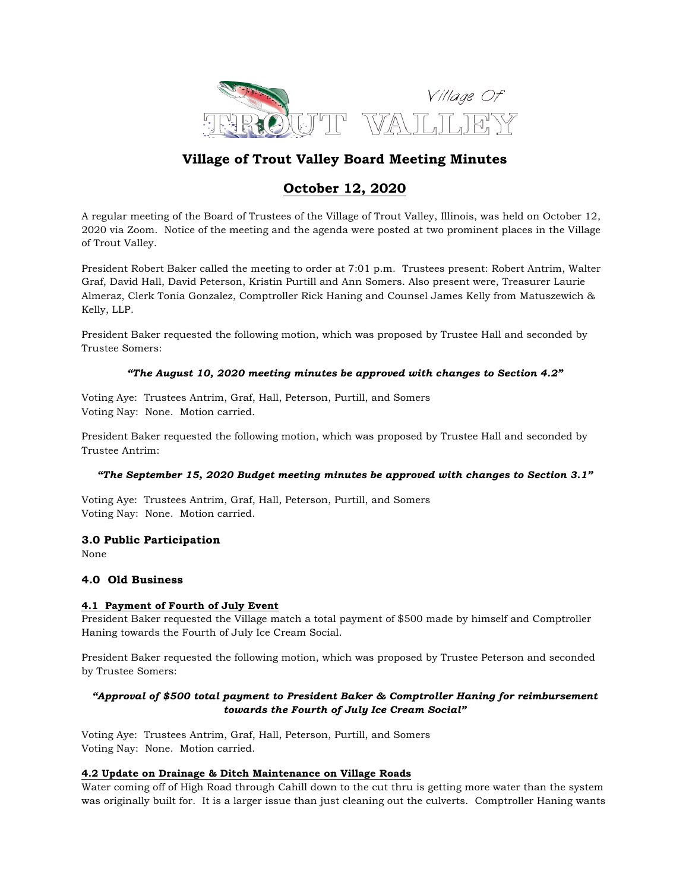Village Of TROUT VALLEY

# Village of Trout Valley Board Meeting Minutes

## October 12, 2020

A regular meeting of the Board of Trustees of the Village of Trout Valley, Illinois, was held on October 12, 2020 via Zoom. Notice of the meeting and the agenda were posted at two prominent places in the Village of Trout Valley.

President Robert Baker called the meeting to order at 7:01 p.m. Trustees present: Robert Antrim, Walter Graf, David Hall, David Peterson, Kristin Purtill and Ann Somers. Also present were, Treasurer Laurie Almeraz, Clerk Tonia Gonzalez, Comptroller Rick Haning and Counsel James Kelly from Matuszewich & Kelly, LLP.

President Baker requested the following motion, which was proposed by Trustee Hall and seconded by Trustee Somers:

***"The August 10, 2020 meeting minutes be approved with changes to Section 4.2"***

Voting Aye: Trustees Antrim, Graf, Hall, Peterson, Purtill, and Somers
Voting Nay: None. Motion carried.

President Baker requested the following motion, which was proposed by Trustee Hall and seconded by Trustee Antrim:

***"The September 15, 2020 Budget meeting minutes be approved with changes to Section 3.1"***

Voting Aye: Trustees Antrim, Graf, Hall, Peterson, Purtill, and Somers
Voting Nay: None. Motion carried.

### 3.0 Public Participation

None

### 4.0 Old Business

**4.1 Payment of Fourth of July Event**

President Baker requested the Village match a total payment of $500 made by himself and Comptroller Haning towards the Fourth of July Ice Cream Social.

President Baker requested the following motion, which was proposed by Trustee Peterson and seconded by Trustee Somers:

***"Approval of $500 total payment to President Baker & Comptroller Haning for reimbursement towards the Fourth of July Ice Cream Social"***

Voting Aye: Trustees Antrim, Graf, Hall, Peterson, Purtill, and Somers
Voting Nay: None. Motion carried.

**4.2 Update on Drainage & Ditch Maintenance on Village Roads**

Water coming off of High Road through Cahill down to the cut thru is getting more water than the system was originally built for. It is a larger issue than just cleaning out the culverts. Comptroller Haning wants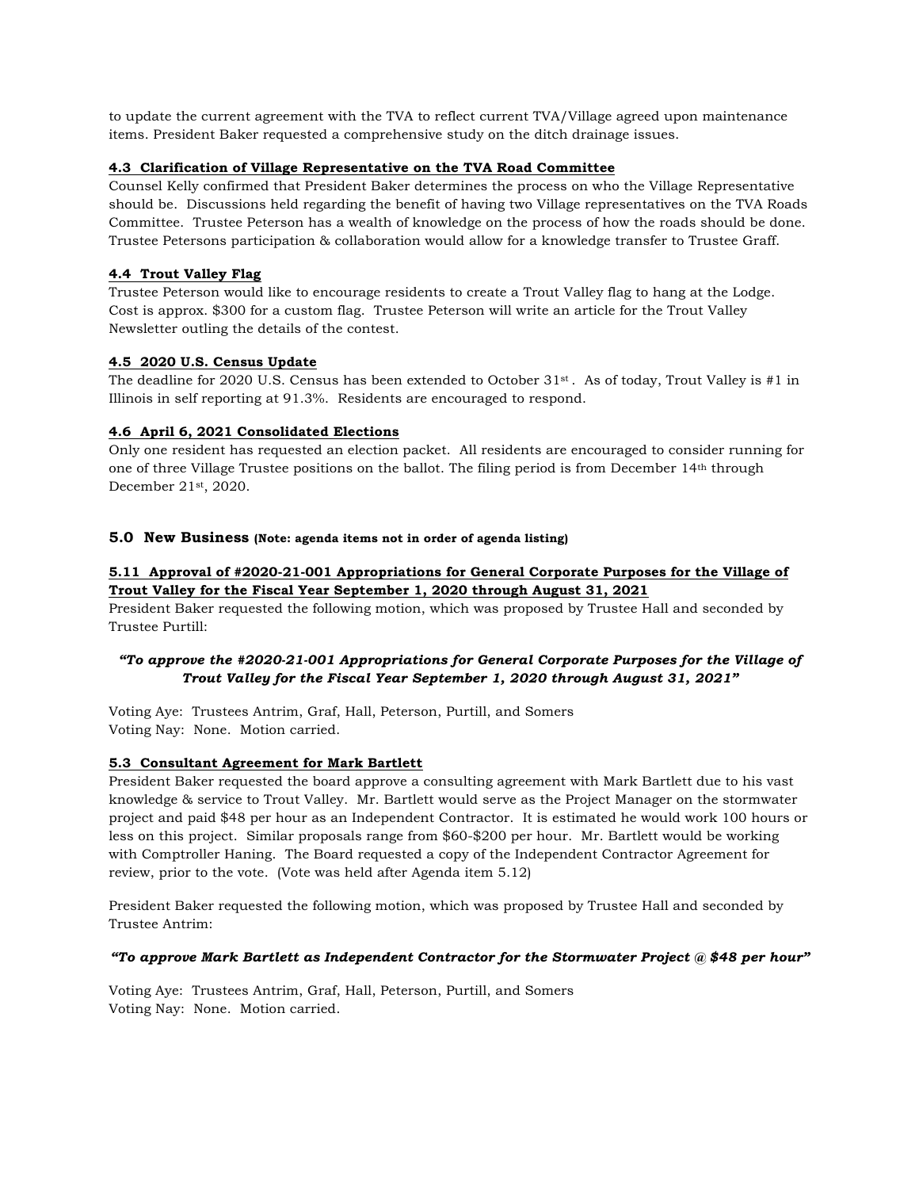to update the current agreement with the TVA to reflect current TVA/Village agreed upon maintenance items. President Baker requested a comprehensive study on the ditch drainage issues.

**4.3 Clarification of Village Representative on the TVA Road Committee**

Counsel Kelly confirmed that President Baker determines the process on who the Village Representative should be. Discussions held regarding the benefit of having two Village representatives on the TVA Roads Committee. Trustee Peterson has a wealth of knowledge on the process of how the roads should be done. Trustee Petersons participation & collaboration would allow for a knowledge transfer to Trustee Graff.

**4.4 Trout Valley Flag**

Trustee Peterson would like to encourage residents to create a Trout Valley flag to hang at the Lodge. Cost is approx. $300 for a custom flag. Trustee Peterson will write an article for the Trout Valley Newsletter outling the details of the contest.

**4.5 2020 U.S. Census Update**

The deadline for 2020 U.S. Census has been extended to October 31st . As of today, Trout Valley is #1 in Illinois in self reporting at 91.3%. Residents are encouraged to respond.

**4.6 April 6, 2021 Consolidated Elections**

Only one resident has requested an election packet. All residents are encouraged to consider running for one of three Village Trustee positions on the ballot. The filing period is from December 14th through December 21st, 2020.

## 5.0 New Business (Note: agenda items not in order of agenda listing)

**5.11 Approval of #2020-21-001 Appropriations for General Corporate Purposes for the Village of Trout Valley for the Fiscal Year September 1, 2020 through August 31, 2021**

President Baker requested the following motion, which was proposed by Trustee Hall and seconded by Trustee Purtill:

***"To approve the #2020-21-001 Appropriations for General Corporate Purposes for the Village of Trout Valley for the Fiscal Year September 1, 2020 through August 31, 2021"***

Voting Aye: Trustees Antrim, Graf, Hall, Peterson, Purtill, and Somers
Voting Nay: None. Motion carried.

**5.3 Consultant Agreement for Mark Bartlett**

President Baker requested the board approve a consulting agreement with Mark Bartlett due to his vast knowledge & service to Trout Valley. Mr. Bartlett would serve as the Project Manager on the stormwater project and paid $48 per hour as an Independent Contractor. It is estimated he would work 100 hours or less on this project. Similar proposals range from $60-$200 per hour. Mr. Bartlett would be working with Comptroller Haning. The Board requested a copy of the Independent Contractor Agreement for review, prior to the vote. (Vote was held after Agenda item 5.12)

President Baker requested the following motion, which was proposed by Trustee Hall and seconded by Trustee Antrim:

***"To approve Mark Bartlett as Independent Contractor for the Stormwater Project @ $48 per hour"***

Voting Aye: Trustees Antrim, Graf, Hall, Peterson, Purtill, and Somers
Voting Nay: None. Motion carried.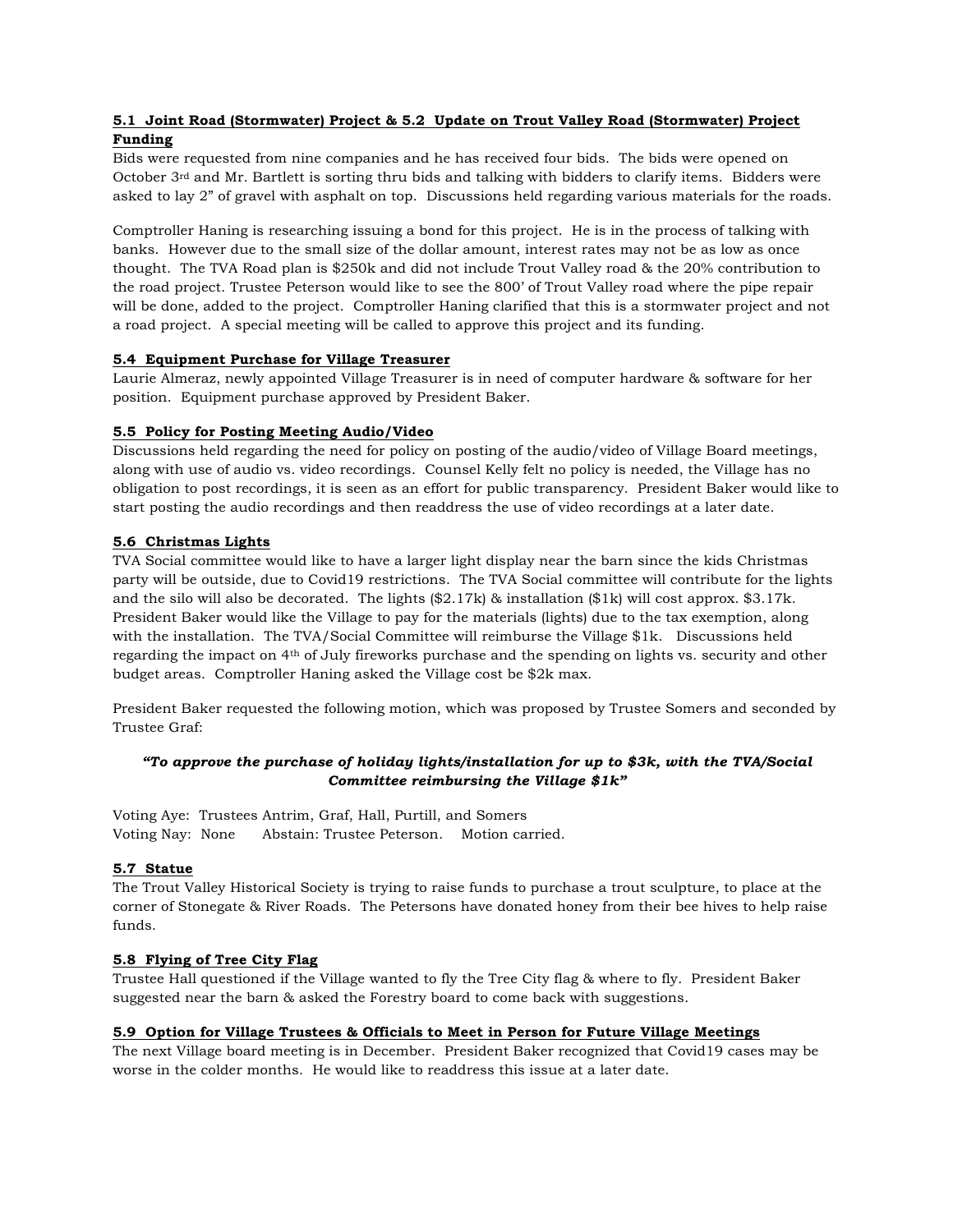**5.1 Joint Road (Stormwater) Project & 5.2 Update on Trout Valley Road (Stormwater) Project Funding**

Bids were requested from nine companies and he has received four bids. The bids were opened on October 3rd and Mr. Bartlett is sorting thru bids and talking with bidders to clarify items. Bidders were asked to lay 2" of gravel with asphalt on top. Discussions held regarding various materials for the roads.

Comptroller Haning is researching issuing a bond for this project. He is in the process of talking with banks. However due to the small size of the dollar amount, interest rates may not be as low as once thought. The TVA Road plan is $250k and did not include Trout Valley road & the 20% contribution to the road project. Trustee Peterson would like to see the 800' of Trout Valley road where the pipe repair will be done, added to the project. Comptroller Haning clarified that this is a stormwater project and not a road project. A special meeting will be called to approve this project and its funding.

**5.4 Equipment Purchase for Village Treasurer**

Laurie Almeraz, newly appointed Village Treasurer is in need of computer hardware & software for her position. Equipment purchase approved by President Baker.

**5.5 Policy for Posting Meeting Audio/Video**

Discussions held regarding the need for policy on posting of the audio/video of Village Board meetings, along with use of audio vs. video recordings. Counsel Kelly felt no policy is needed, the Village has no obligation to post recordings, it is seen as an effort for public transparency. President Baker would like to start posting the audio recordings and then readdress the use of video recordings at a later date.

**5.6 Christmas Lights**

TVA Social committee would like to have a larger light display near the barn since the kids Christmas party will be outside, due to Covid19 restrictions. The TVA Social committee will contribute for the lights and the silo will also be decorated. The lights ($2.17k) & installation ($1k) will cost approx. $3.17k. President Baker would like the Village to pay for the materials (lights) due to the tax exemption, along with the installation. The TVA/Social Committee will reimburse the Village $1k. Discussions held regarding the impact on 4th of July fireworks purchase and the spending on lights vs. security and other budget areas. Comptroller Haning asked the Village cost be $2k max.

President Baker requested the following motion, which was proposed by Trustee Somers and seconded by Trustee Graf:

***"To approve the purchase of holiday lights/installation for up to $3k, with the TVA/Social Committee reimbursing the Village $1k"***

Voting Aye: Trustees Antrim, Graf, Hall, Purtill, and Somers
Voting Nay: None Abstain: Trustee Peterson. Motion carried.

**5.7 Statue**

The Trout Valley Historical Society is trying to raise funds to purchase a trout sculpture, to place at the corner of Stonegate & River Roads. The Petersons have donated honey from their bee hives to help raise funds.

**5.8 Flying of Tree City Flag**

Trustee Hall questioned if the Village wanted to fly the Tree City flag & where to fly. President Baker suggested near the barn & asked the Forestry board to come back with suggestions.

**5.9 Option for Village Trustees & Officials to Meet in Person for Future Village Meetings**

The next Village board meeting is in December. President Baker recognized that Covid19 cases may be worse in the colder months. He would like to readdress this issue at a later date.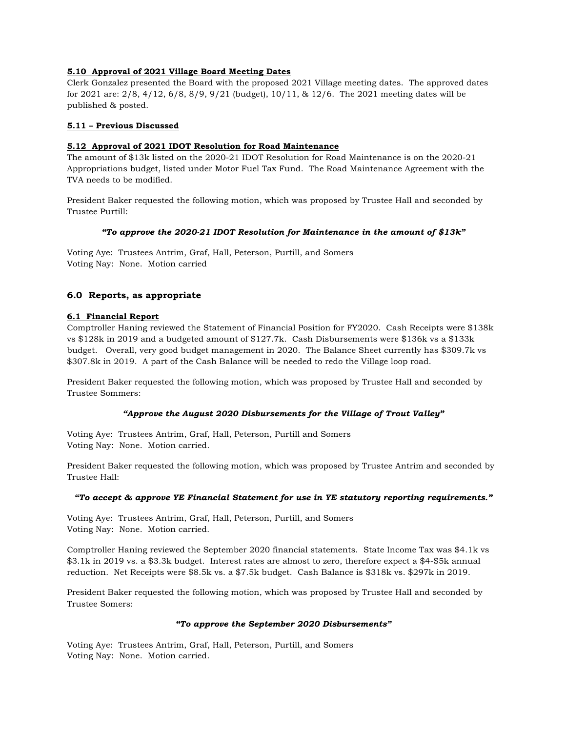**5.10 Approval of 2021 Village Board Meeting Dates**

Clerk Gonzalez presented the Board with the proposed 2021 Village meeting dates. The approved dates for 2021 are: 2/8, 4/12, 6/8, 8/9, 9/21 (budget), 10/11, & 12/6. The 2021 meeting dates will be published & posted.

**5.11 – Previous Discussed**

**5.12 Approval of 2021 IDOT Resolution for Road Maintenance**

The amount of $13k listed on the 2020-21 IDOT Resolution for Road Maintenance is on the 2020-21 Appropriations budget, listed under Motor Fuel Tax Fund. The Road Maintenance Agreement with the TVA needs to be modified.

President Baker requested the following motion, which was proposed by Trustee Hall and seconded by Trustee Purtill:

***"To approve the 2020-21 IDOT Resolution for Maintenance in the amount of $13k"***

Voting Aye: Trustees Antrim, Graf, Hall, Peterson, Purtill, and Somers
Voting Nay: None. Motion carried

### 6.0 Reports, as appropriate

**6.1 Financial Report**

Comptroller Haning reviewed the Statement of Financial Position for FY2020. Cash Receipts were $138k vs $128k in 2019 and a budgeted amount of $127.7k. Cash Disbursements were $136k vs a $133k budget. Overall, very good budget management in 2020. The Balance Sheet currently has $309.7k vs $307.8k in 2019. A part of the Cash Balance will be needed to redo the Village loop road.

President Baker requested the following motion, which was proposed by Trustee Hall and seconded by Trustee Sommers:

***"Approve the August 2020 Disbursements for the Village of Trout Valley"***

Voting Aye: Trustees Antrim, Graf, Hall, Peterson, Purtill and Somers
Voting Nay: None. Motion carried.

President Baker requested the following motion, which was proposed by Trustee Antrim and seconded by Trustee Hall:

***"To accept & approve YE Financial Statement for use in YE statutory reporting requirements."***

Voting Aye: Trustees Antrim, Graf, Hall, Peterson, Purtill, and Somers
Voting Nay: None. Motion carried.

Comptroller Haning reviewed the September 2020 financial statements. State Income Tax was $4.1k vs $3.1k in 2019 vs. a $3.3k budget. Interest rates are almost to zero, therefore expect a $4-$5k annual reduction. Net Receipts were $8.5k vs. a $7.5k budget. Cash Balance is $318k vs. $297k in 2019.

President Baker requested the following motion, which was proposed by Trustee Hall and seconded by Trustee Somers:

***"To approve the September 2020 Disbursements"***

Voting Aye: Trustees Antrim, Graf, Hall, Peterson, Purtill, and Somers
Voting Nay: None. Motion carried.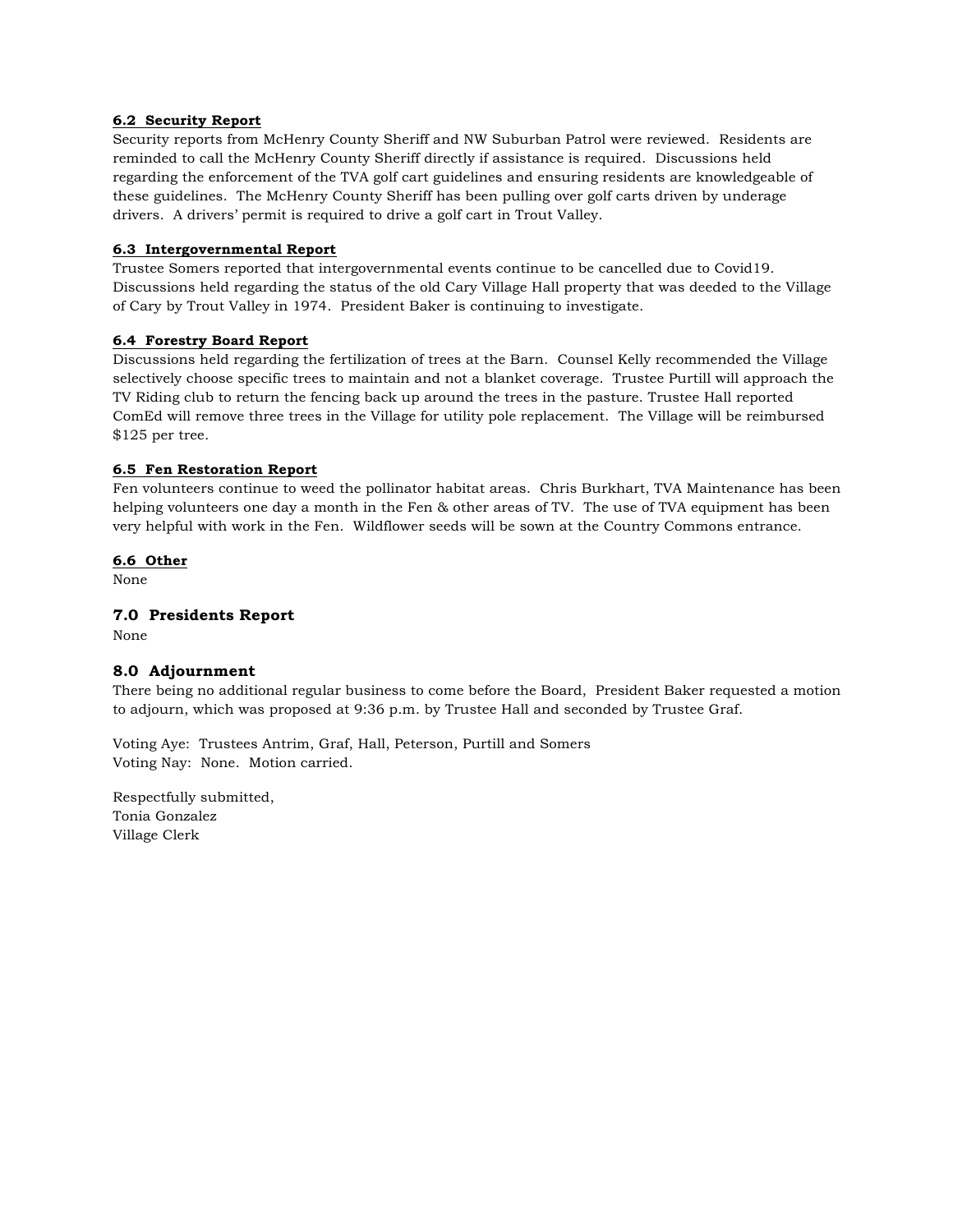**6.2 Security Report**

Security reports from McHenry County Sheriff and NW Suburban Patrol were reviewed. Residents are reminded to call the McHenry County Sheriff directly if assistance is required. Discussions held regarding the enforcement of the TVA golf cart guidelines and ensuring residents are knowledgeable of these guidelines. The McHenry County Sheriff has been pulling over golf carts driven by underage drivers. A drivers' permit is required to drive a golf cart in Trout Valley.

**6.3 Intergovernmental Report**

Trustee Somers reported that intergovernmental events continue to be cancelled due to Covid19. Discussions held regarding the status of the old Cary Village Hall property that was deeded to the Village of Cary by Trout Valley in 1974. President Baker is continuing to investigate.

**6.4 Forestry Board Report**

Discussions held regarding the fertilization of trees at the Barn. Counsel Kelly recommended the Village selectively choose specific trees to maintain and not a blanket coverage. Trustee Purtill will approach the TV Riding club to return the fencing back up around the trees in the pasture. Trustee Hall reported ComEd will remove three trees in the Village for utility pole replacement. The Village will be reimbursed $125 per tree.

**6.5 Fen Restoration Report**

Fen volunteers continue to weed the pollinator habitat areas. Chris Burkhart, TVA Maintenance has been helping volunteers one day a month in the Fen & other areas of TV. The use of TVA equipment has been very helpful with work in the Fen. Wildflower seeds will be sown at the Country Commons entrance.

**6.6 Other**

None

## 7.0 Presidents Report

None

## 8.0 Adjournment

There being no additional regular business to come before the Board, President Baker requested a motion to adjourn, which was proposed at 9:36 p.m. by Trustee Hall and seconded by Trustee Graf.

Voting Aye: Trustees Antrim, Graf, Hall, Peterson, Purtill and Somers
Voting Nay: None. Motion carried.

Respectfully submitted,
Tonia Gonzalez
Village Clerk